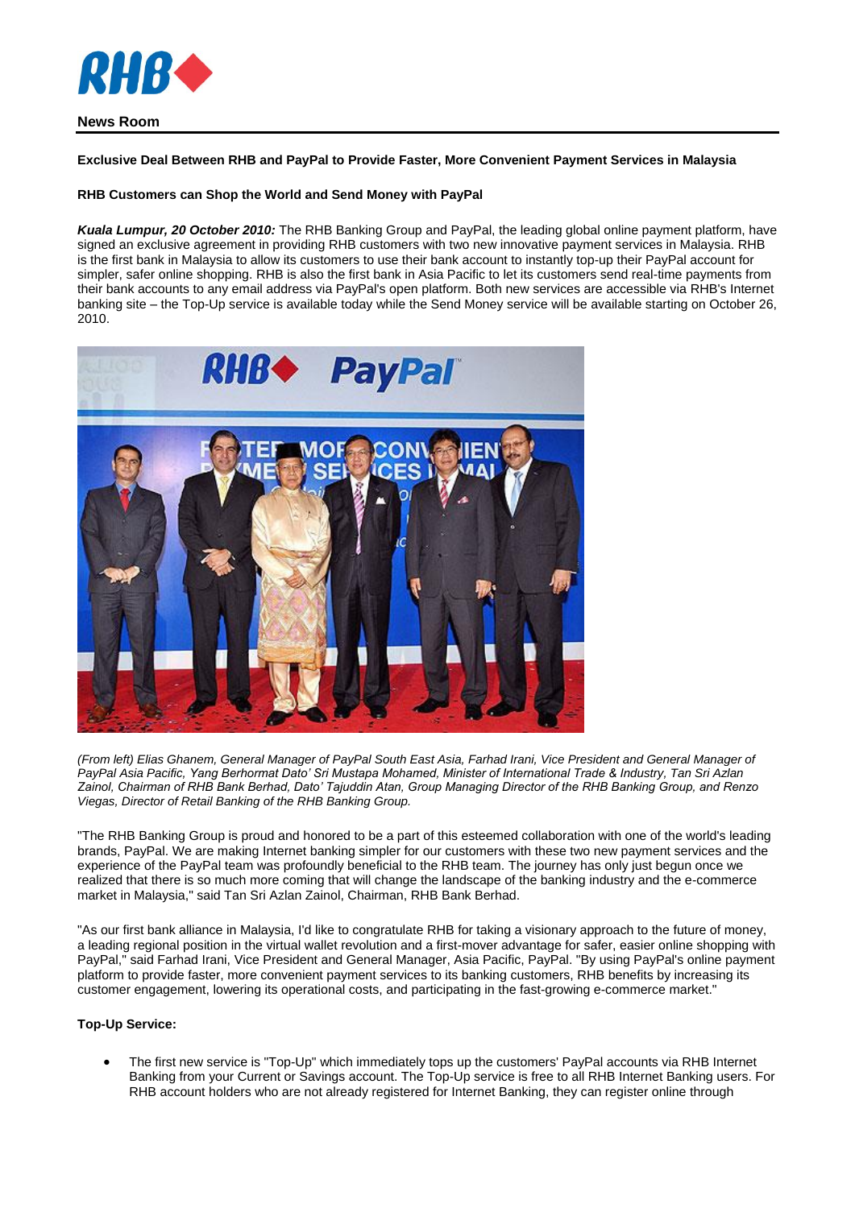**News Room**

**Exclusive Deal Between RHB and PayPal to Provide Faster, More Convenient Payment Services in Malaysia**

**RHB Customers can Shop the World and Send Money with PayPal**

***Kuala Lumpur, 20 October 2010:*** The RHB Banking Group and PayPal, the leading global online payment platform, have signed an exclusive agreement in providing RHB customers with two new innovative payment services in Malaysia. RHB is the first bank in Malaysia to allow its customers to use their bank account to instantly top-up their PayPal account for simpler, safer online shopping. RHB is also the first bank in Asia Pacific to let its customers send real-time payments from their bank accounts to any email address via PayPal's open platform. Both new services are accessible via RHB's Internet banking site – the Top-Up service is available today while the Send Money service will be available starting on October 26, 2010.

*(From left) Elias Ghanem, General Manager of PayPal South East Asia, Farhad Irani, Vice President and General Manager of PayPal Asia Pacific, Yang Berhormat Dato' Sri Mustapa Mohamed, Minister of International Trade & Industry, Tan Sri Azlan Zainol, Chairman of RHB Bank Berhad, Dato' Tajuddin Atan, Group Managing Director of the RHB Banking Group, and Renzo Viegas, Director of Retail Banking of the RHB Banking Group.*

"The RHB Banking Group is proud and honored to be a part of this esteemed collaboration with one of the world's leading brands, PayPal. We are making Internet banking simpler for our customers with these two new payment services and the experience of the PayPal team was profoundly beneficial to the RHB team. The journey has only just begun once we realized that there is so much more coming that will change the landscape of the banking industry and the e-commerce market in Malaysia," said Tan Sri Azlan Zainol, Chairman, RHB Bank Berhad.

"As our first bank alliance in Malaysia, I'd like to congratulate RHB for taking a visionary approach to the future of money, a leading regional position in the virtual wallet revolution and a first-mover advantage for safer, easier online shopping with PayPal," said Farhad Irani, Vice President and General Manager, Asia Pacific, PayPal. "By using PayPal's online payment platform to provide faster, more convenient payment services to its banking customers, RHB benefits by increasing its customer engagement, lowering its operational costs, and participating in the fast-growing e-commerce market."

**Top-Up Service:**

- The first new service is "Top-Up" which immediately tops up the customers' PayPal accounts via RHB Internet Banking from your Current or Savings account. The Top-Up service is free to all RHB Internet Banking users. For RHB account holders who are not already registered for Internet Banking, they can register online through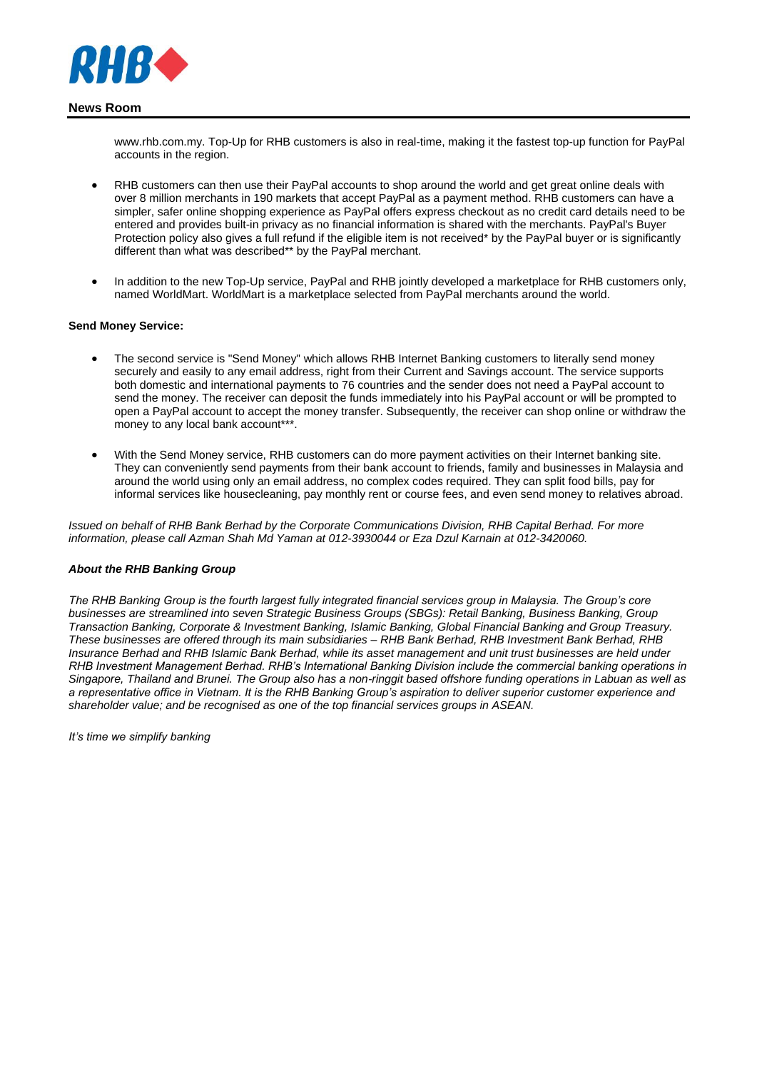www.rhb.com.my. Top-Up for RHB customers is also in real-time, making it the fastest top-up function for PayPal accounts in the region.

- RHB customers can then use their PayPal accounts to shop around the world and get great online deals with over 8 million merchants in 190 markets that accept PayPal as a payment method. RHB customers can have a simpler, safer online shopping experience as PayPal offers express checkout as no credit card details need to be entered and provides built-in privacy as no financial information is shared with the merchants. PayPal's Buyer Protection policy also gives a full refund if the eligible item is not received* by the PayPal buyer or is significantly different than what was described** by the PayPal merchant.

- In addition to the new Top-Up service, PayPal and RHB jointly developed a marketplace for RHB customers only, named WorldMart. WorldMart is a marketplace selected from PayPal merchants around the world.

**Send Money Service:**

- The second service is "Send Money" which allows RHB Internet Banking customers to literally send money securely and easily to any email address, right from their Current and Savings account. The service supports both domestic and international payments to 76 countries and the sender does not need a PayPal account to send the money. The receiver can deposit the funds immediately into his PayPal account or will be prompted to open a PayPal account to accept the money transfer. Subsequently, the receiver can shop online or withdraw the money to any local bank account***.

- With the Send Money service, RHB customers can do more payment activities on their Internet banking site. They can conveniently send payments from their bank account to friends, family and businesses in Malaysia and around the world using only an email address, no complex codes required. They can split food bills, pay for informal services like housecleaning, pay monthly rent or course fees, and even send money to relatives abroad.

*Issued on behalf of RHB Bank Berhad by the Corporate Communications Division, RHB Capital Berhad. For more information, please call Azman Shah Md Yaman at 012-3930044 or Eza Dzul Karnain at 012-3420060.*

***About the RHB Banking Group***

*The RHB Banking Group is the fourth largest fully integrated financial services group in Malaysia. The Group's core businesses are streamlined into seven Strategic Business Groups (SBGs): Retail Banking, Business Banking, Group Transaction Banking, Corporate & Investment Banking, Islamic Banking, Global Financial Banking and Group Treasury. These businesses are offered through its main subsidiaries – RHB Bank Berhad, RHB Investment Bank Berhad, RHB Insurance Berhad and RHB Islamic Bank Berhad, while its asset management and unit trust businesses are held under RHB Investment Management Berhad. RHB's International Banking Division include the commercial banking operations in Singapore, Thailand and Brunei. The Group also has a non-ringgit based offshore funding operations in Labuan as well as a representative office in Vietnam. It is the RHB Banking Group's aspiration to deliver superior customer experience and shareholder value; and be recognised as one of the top financial services groups in ASEAN.*

*It's time we simplify banking*